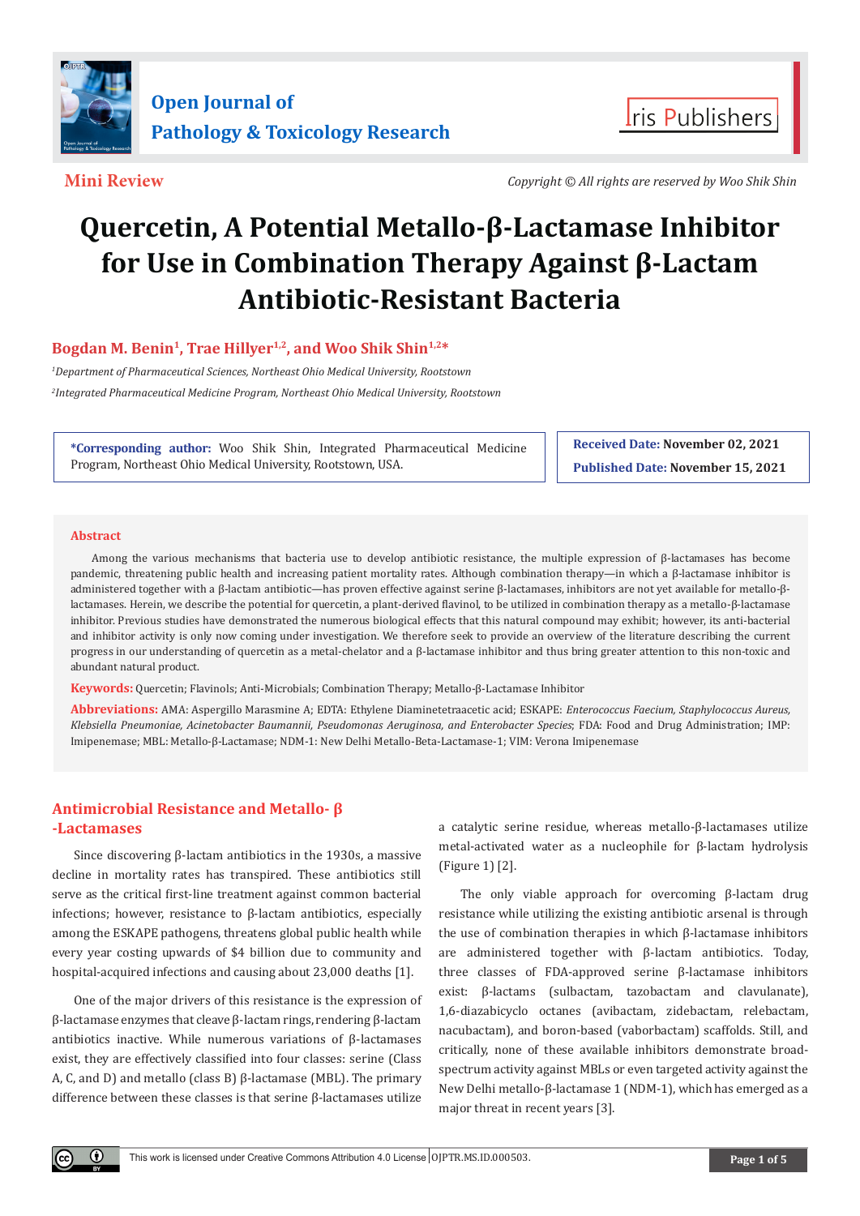Open Journal of Pathology & Toxicology Research

Iris Publishers

**Mini Review**

*Copyright © All rights are reserved by Woo Shik Shin*

# Quercetin, A Potential Metallo-β-Lactamase Inhibitor for Use in Combination Therapy Against β-Lactam Antibiotic-Resistant Bacteria

**Bogdan M. Benin[1], Trae Hillyer[1,2], and Woo Shik Shin[1,2]***

*[1]Department of Pharmaceutical Sciences, Northeast Ohio Medical University, Rootstown*

*[2]Integrated Pharmaceutical Medicine Program, Northeast Ohio Medical University, Rootstown*

**\*Corresponding author:** Woo Shik Shin, Integrated Pharmaceutical Medicine Program, Northeast Ohio Medical University, Rootstown, USA.

**Received Date:** November 02, 2021

**Published Date:** November 15, 2021

## Abstract

Among the various mechanisms that bacteria use to develop antibiotic resistance, the multiple expression of β-lactamases has become pandemic, threatening public health and increasing patient mortality rates. Although combination therapy—in which a β-lactamase inhibitor is administered together with a β-lactam antibiotic—has proven effective against serine β-lactamases, inhibitors are not yet available for metallo-β-lactamases. Herein, we describe the potential for quercetin, a plant-derived flavinol, to be utilized in combination therapy as a metallo-β-lactamase inhibitor. Previous studies have demonstrated the numerous biological effects that this natural compound may exhibit; however, its anti-bacterial and inhibitor activity is only now coming under investigation. We therefore seek to provide an overview of the literature describing the current progress in our understanding of quercetin as a metal-chelator and a β-lactamase inhibitor and thus bring greater attention to this non-toxic and abundant natural product.

**Keywords:** Quercetin; Flavinols; Anti-Microbials; Combination Therapy; Metallo-β-Lactamase Inhibitor

**Abbreviations:** AMA: Aspergillo Marasmine A; EDTA: Ethylene Diaminetetraacetic acid; ESKAPE: *Enterococcus Faecium, Staphylococcus Aureus, Klebsiella Pneumoniae, Acinetobacter Baumannii, Pseudomonas Aeruginosa, and Enterobacter Species*; FDA: Food and Drug Administration; IMP: Impenemase; MBL: Metallo-β-Lactamase; NDM-1: New Delhi Metallo-Beta-Lactamase-1; VIM: Verona Imipenemase

## Antimicrobial Resistance and Metallo- β -Lactamases

Since discovering β-lactam antibiotics in the 1930s, a massive decline in mortality rates has transpired. These antibiotics still serve as the critical first-line treatment against common bacterial infections; however, resistance to β-lactam antibiotics, especially among the ESKAPE pathogens, threatens global public health while every year costing upwards of $4 billion due to community and hospital-acquired infections and causing about 23,000 deaths [1].

One of the major drivers of this resistance is the expression of β-lactamase enzymes that cleave β-lactam rings, rendering β-lactam antibiotics inactive. While numerous variations of β-lactamases exist, they are effectively classified into four classes: serine (Class A, C, and D) and metallo (class B) β-lactamase (MBL). The primary difference between these classes is that serine β-lactamases utilize a catalytic serine residue, whereas metallo-β-lactamases utilize metal-activated water as a nucleophile for β-lactam hydrolysis (Figure 1) [2].

The only viable approach for overcoming β-lactam drug resistance while utilizing the existing antibiotic arsenal is through the use of combination therapies in which β-lactamase inhibitors are administered together with β-lactam antibiotics. Today, three classes of FDA-approved serine β-lactamase inhibitors exist: β-lactams (sulbactam, tazobactam and clavulanate), 1,6-diazabicyclo octanes (avibactam, zidebactam, relebactam, nacubactam), and boron-based (vaborbactam) scaffolds. Still, and critically, none of these available inhibitors demonstrate broad-spectrum activity against MBLs or even targeted activity against the New Delhi metallo-β-lactamase 1 (NDM-1), which has emerged as a major threat in recent years [3].

This work is licensed under Creative Commons Attribution 4.0 License OJPTR.MS.ID.000503.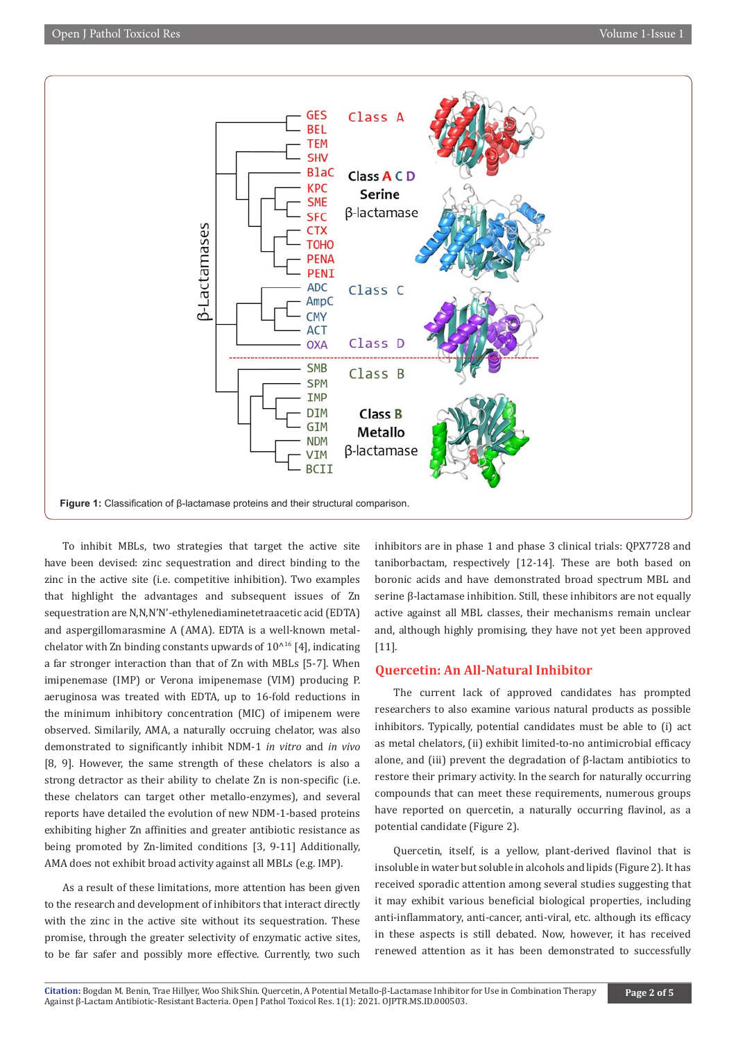Figure 1: Classification of β-lactamase proteins and their structural comparison.

To inhibit MBLs, two strategies that target the active site have been devised: zinc sequestration and direct binding to the zinc in the active site (i.e. competitive inhibition). Two examples that highlight the advantages and subsequent issues of Zn sequestration are N,N,N'N'-ethylenediaminetetraacetic acid (EDTA) and aspergillomarasmine A (AMA). EDTA is a well-known metal-chelator with Zn binding constants upwards of $10^{16}$ [4], indicating a far stronger interaction than that of Zn with MBLs [5-7]. When imipenemase (IMP) or Verona imipenemase (VIM) producing P. aeruginosa was treated with EDTA, up to 16-fold reductions in the minimum inhibitory concentration (MIC) of imipenem were observed. Similarily, AMA, a naturally occruing chelator, was also demonstrated to significantly inhibit NDM-1 *in vitro* and *in vivo* [8, 9]. However, the same strength of these chelators is also a strong detractor as their ability to chelate Zn is non-specific (i.e. these chelators can target other metallo-enzymes), and several reports have detailed the evolution of new NDM-1-based proteins exhibiting higher Zn affinities and greater antibiotic resistance as being promoted by Zn-limited conditions [3, 9-11] Additionally, AMA does not exhibit broad activity against all MBLs (e.g. IMP).

As a result of these limitations, more attention has been given to the research and development of inhibitors that interact directly with the zinc in the active site without its sequestration. These promise, through the greater selectivity of enzymatic active sites, to be far safer and possibly more effective. Currently, two such inhibitors are in phase 1 and phase 3 clinical trials: QPX7728 and taniborbactam, respectively [12-14]. These are both based on boronic acids and have demonstrated broad spectrum MBL and serine β-lactamase inhibition. Still, these inhibitors are not equally active against all MBL classes, their mechanisms remain unclear and, although highly promising, they have not yet been approved [11].

## Quercetin: An All-Natural Inhibitor

The current lack of approved candidates has prompted researchers to also examine various natural products as possible inhibitors. Typically, potential candidates must be able to (i) act as metal chelators, (ii) exhibit limited-to-no antimicrobial efficacy alone, and (iii) prevent the degradation of β-lactam antibiotics to restore their primary activity. In the search for naturally occurring compounds that can meet these requirements, numerous groups have reported on quercetin, a naturally occurring flavinol, as a potential candidate (Figure 2).

Quercetin, itself, is a yellow, plant-derived flavinol that is insoluble in water but soluble in alcohols and lipids (Figure 2). It has received sporadic attention among several studies suggesting that it may exhibit various beneficial biological properties, including anti-inflammatory, anti-cancer, anti-viral, etc. although its efficacy in these aspects is still debated. Now, however, it has received renewed attention as it has been demonstrated to successfully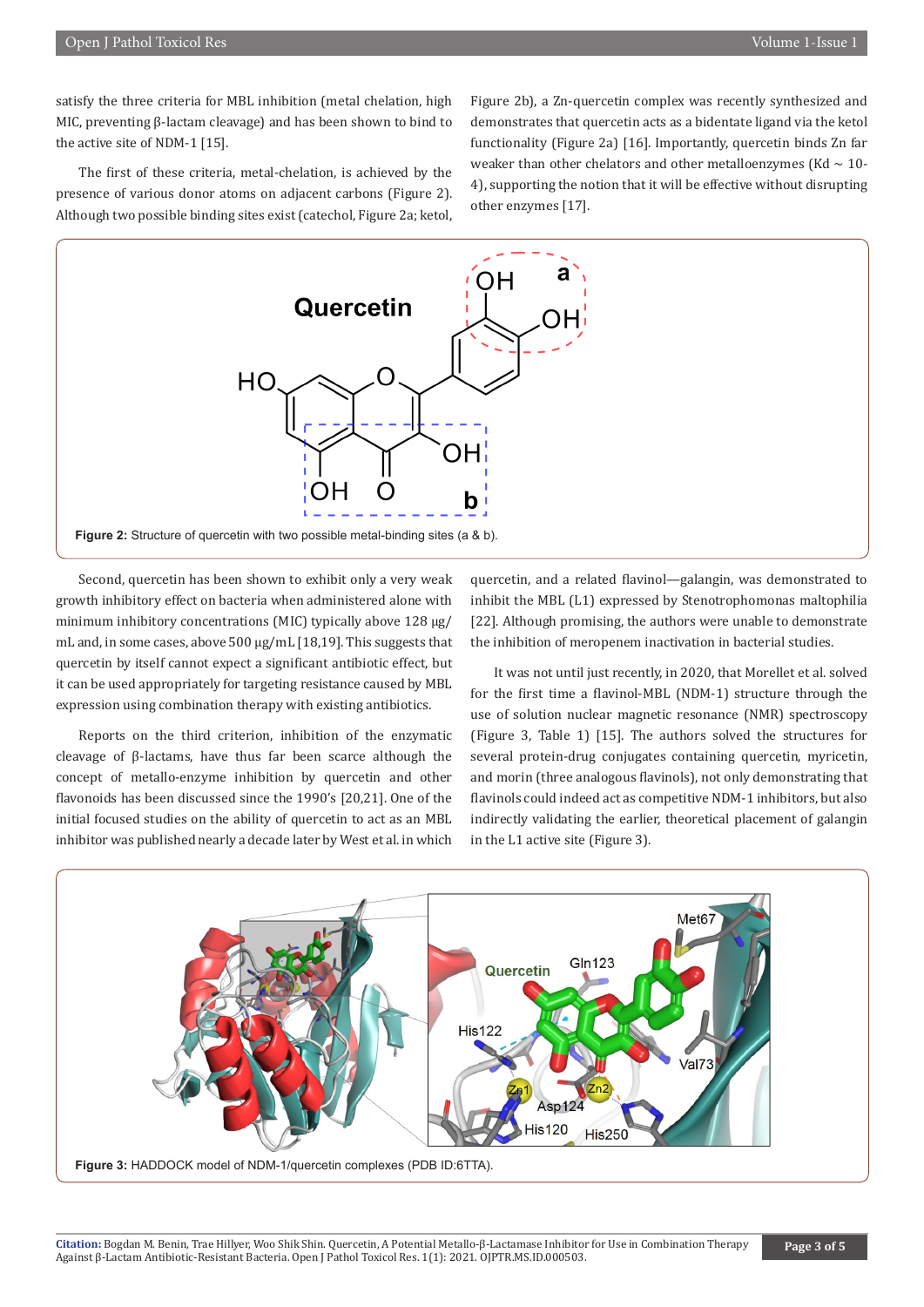satisfy the three criteria for MBL inhibition (metal chelation, high MIC, preventing β-lactam cleavage) and has been shown to bind to the active site of NDM-1 [15].

The first of these criteria, metal-chelation, is achieved by the presence of various donor atoms on adjacent carbons (Figure 2). Although two possible binding sites exist (catechol, Figure 2a; ketol, Figure 2b), a Zn-quercetin complex was recently synthesized and demonstrates that quercetin acts as a bidentate ligand via the ketol functionality (Figure 2a) [16]. Importantly, quercetin binds Zn far weaker than other chelators and other metalloenzymes (Kd ~ 10-4), supporting the notion that it will be effective without disrupting other enzymes [17].

**Figure 2:** Structure of quercetin with two possible metal-binding sites (a & b).

Second, quercetin has been shown to exhibit only a very weak growth inhibitory effect on bacteria when administered alone with minimum inhibitory concentrations (MIC) typically above 128 μg/mL and, in some cases, above 500 μg/mL [18,19]. This suggests that quercetin by itself cannot expect a significant antibiotic effect, but it can be used appropriately for targeting resistance caused by MBL expression using combination therapy with existing antibiotics.

Reports on the third criterion, inhibition of the enzymatic cleavage of β-lactams, have thus far been scarce although the concept of metallo-enzyme inhibition by quercetin and other flavonoids has been discussed since the 1990's [20,21]. One of the initial focused studies on the ability of quercetin to act as an MBL inhibitor was published nearly a decade later by West et al. in which quercetin, and a related flavinol—galangin, was demonstrated to inhibit the MBL (L1) expressed by Stenotrophomonas maltophilia [22]. Although promising, the authors were unable to demonstrate the inhibition of meropenem inactivation in bacterial studies.

It was not until just recently, in 2020, that Morellet et al. solved for the first time a flavinol-MBL (NDM-1) structure through the use of solution nuclear magnetic resonance (NMR) spectroscopy (Figure 3, Table 1) [15]. The authors solved the structures for several protein-drug conjugates containing quercetin, myricetin, and morin (three analogous flavinols), not only demonstrating that flavinols could indeed act as competitive NDM-1 inhibitors, but also indirectly validating the earlier, theoretical placement of galangin in the L1 active site (Figure 3).

**Figure 3:** HADDOCK model of NDM-1/quercetin complexes (PDB ID:6TTA).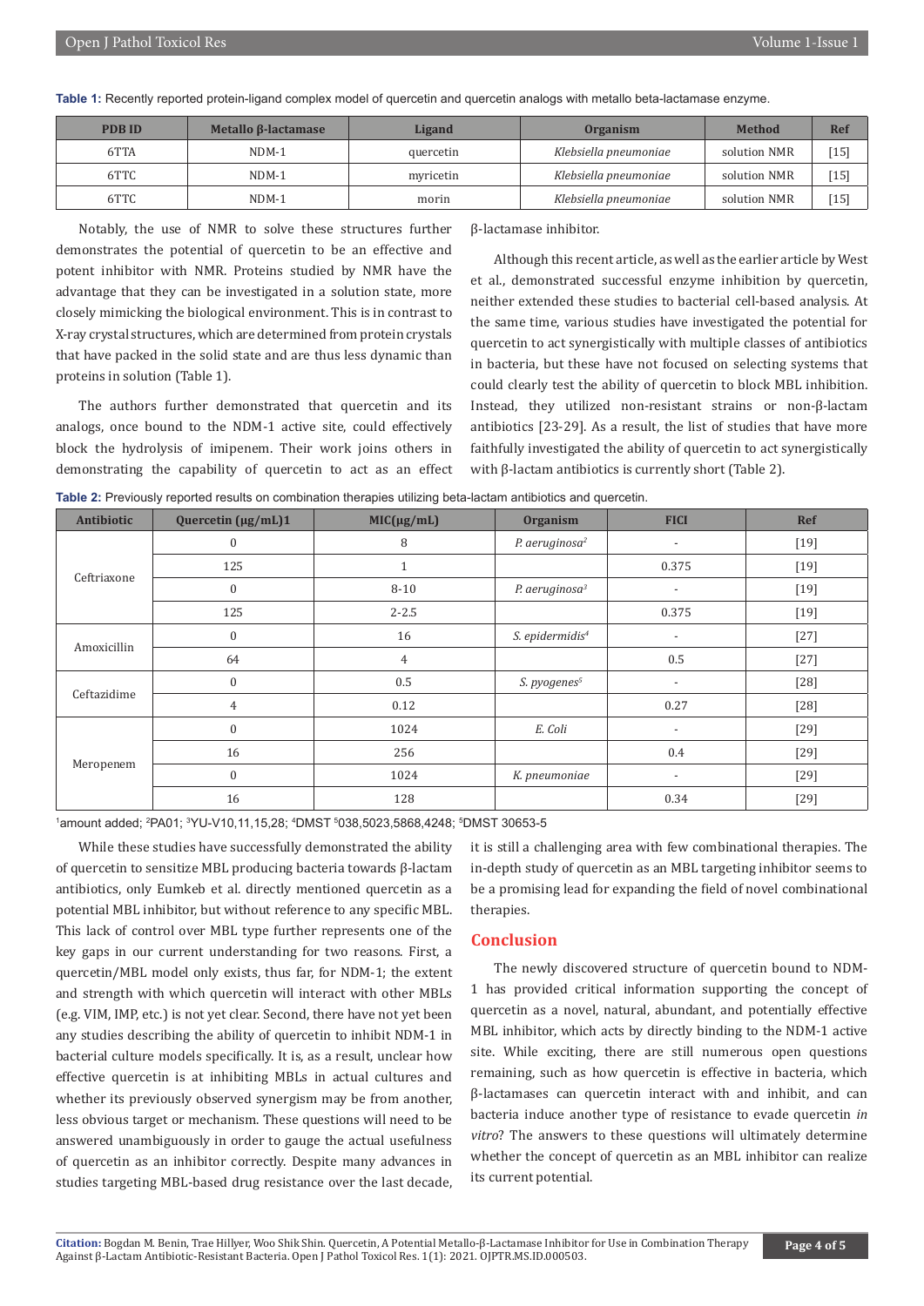**Table 1:** Recently reported protein-ligand complex model of quercetin and quercetin analogs with metallo beta-lactamase enzyme.

| PDB ID | Metallo β-lactamase | Ligand | Organism | Method | Ref |
|---|---|---|---|---|---|
| 6TTA | NDM-1 | quercetin | *Klebsiella pneumoniae* | solution NMR | [15] |
| 6TTC | NDM-1 | myricetin | *Klebsiella pneumoniae* | solution NMR | [15] |
| 6TTC | NDM-1 | morin | *Klebsiella pneumoniae* | solution NMR | [15] |

Notably, the use of NMR to solve these structures further demonstrates the potential of quercetin to be an effective and potent inhibitor with NMR. Proteins studied by NMR have the advantage that they can be investigated in a solution state, more closely mimicking the biological environment. This is in contrast to X-ray crystal structures, which are determined from protein crystals that have packed in the solid state and are thus less dynamic than proteins in solution (Table 1).

The authors further demonstrated that quercetin and its analogs, once bound to the NDM-1 active site, could effectively block the hydrolysis of imipenem. Their work joins others in demonstrating the capability of quercetin to act as an effect β-lactamase inhibitor.

Although this recent article, as well as the earlier article by West et al., demonstrated successful enzyme inhibition by quercetin, neither extended these studies to bacterial cell-based analysis. At the same time, various studies have investigated the potential for quercetin to act synergistically with multiple classes of antibiotics in bacteria, but these have not focused on selecting systems that could clearly test the ability of quercetin to block MBL inhibition. Instead, they utilized non-resistant strains or non-β-lactam antibiotics [23-29]. As a result, the list of studies that have more faithfully investigated the ability of quercetin to act synergistically with β-lactam antibiotics is currently short (Table 2).

**Table 2:** Previously reported results on combination therapies utilizing beta-lactam antibiotics and quercetin.

| Antibiotic | Quercetin (μg/mL)1 | MIC(μg/mL) | Organism | FICI | Ref |
|---|---|---|---|---|---|
| Ceftriaxone | 0 | 8 | *P. aeruginosa*[2] | - | [19] |
| | 125 | 1 | | 0.375 | [19] |
| | 0 | 8-10 | *P. aeruginosa*[3] | - | [19] |
| | 125 | 2-2.5 | | 0.375 | [19] |
| Amoxicillin | 0 | 16 | *S. epidermidis*[4] | - | [27] |
| | 64 | 4 | | 0.5 | [27] |
| Ceftazidime | 0 | 0.5 | *S. pyogenes*[5] | - | [28] |
| | 4 | 0.12 | | 0.27 | [28] |
| Meropenem | 0 | 1024 | *E. Coli* | - | [29] |
| | 16 | 256 | | 0.4 | [29] |
| | 0 | 1024 | *K. pneumoniae* | - | [29] |
| | 16 | 128 | | 0.34 | [29] |

[1]amount added; [2]PA01; [3]YU-V10,11,15,28; [4]DMST [5]038,5023,5868,4248; [5]DMST 30653-5

While these studies have successfully demonstrated the ability of quercetin to sensitize MBL producing bacteria towards β-lactam antibiotics, only Eumkeb et al. directly mentioned quercetin as a potential MBL inhibitor, but without reference to any specific MBL. This lack of control over MBL type further represents one of the key gaps in our current understanding for two reasons. First, a quercetin/MBL model only exists, thus far, for NDM-1; the extent and strength with which quercetin will interact with other MBLs (e.g. VIM, IMP, etc.) is not yet clear. Second, there have not yet been any studies describing the ability of quercetin to inhibit NDM-1 in bacterial culture models specifically. It is, as a result, unclear how effective quercetin is at inhibiting MBLs in actual cultures and whether its previously observed synergism may be from another, less obvious target or mechanism. These questions will need to be answered unambiguously in order to gauge the actual usefulness of quercetin as an inhibitor correctly. Despite many advances in studies targeting MBL-based drug resistance over the last decade, it is still a challenging area with few combinational therapies. The in-depth study of quercetin as an MBL targeting inhibitor seems to be a promising lead for expanding the field of novel combinational therapies.

## Conclusion

The newly discovered structure of quercetin bound to NDM-1 has provided critical information supporting the concept of quercetin as a novel, natural, abundant, and potentially effective MBL inhibitor, which acts by directly binding to the NDM-1 active site. While exciting, there are still numerous open questions remaining, such as how quercetin is effective in bacteria, which β-lactamases can quercetin interact with and inhibit, and can bacteria induce another type of resistance to evade quercetin *in vitro*? The answers to these questions will ultimately determine whether the concept of quercetin as an MBL inhibitor can realize its current potential.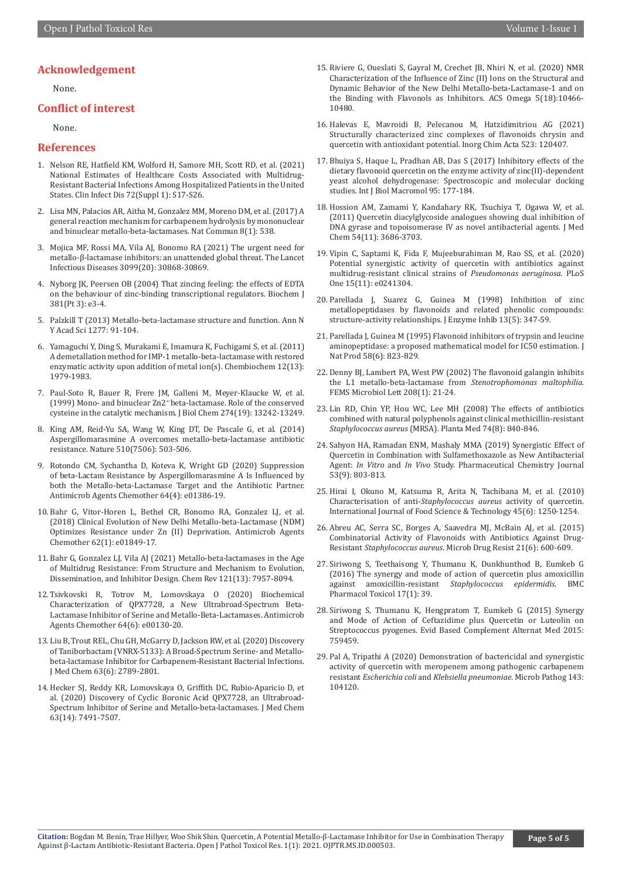## Acknowledgement

None.

## Conflict of interest

None.

## References

1. Nelson RE, Hatfield KM, Wolford H, Samore MH, Scott RD, et al. (2021) National Estimates of Healthcare Costs Associated with Multidrug-Resistant Bacterial Infections Among Hospitalized Patients in the United States. Clin Infect Dis 72(Suppl 1): S17-S26.
2. Lisa MN, Palacios AR, Aitha M, Gonzalez MM, Moreno DM, et al. (2017) A general reaction mechanism for carbapenem hydrolysis by mononuclear and binuclear metallo-beta-lactamases. Nat Commun 8(1): 538.
3. Mojica MF, Rossi MA, Vila AJ, Bonomo RA (2021) The urgent need for metallo-β-lactamase inhibitors: an unattended global threat. The Lancet Infectious Diseases 3099(20): 30868-30869.
4. Nyborg JK, Peersen OB (2004) That zincing feeling: the effects of EDTA on the behaviour of zinc-binding transcriptional regulators. Biochem J 381(Pt 3): e3-4.
5. Palzkill T (2013) Metallo-beta-lactamase structure and function. Ann N Y Acad Sci 1277: 91-104.
6. Yamaguchi Y, Ding S, Murakami E, Imamura K, Fuchigami S, et al. (2011) A demetallation method for IMP-1 metallo-beta-lactamase with restored enzymatic activity upon addition of metal ion(s). Chembiochem 12(13): 1979-1983.
7. Paul-Soto R, Bauer R, Frere JM, Galleni M, Meyer-Klaucke W, et al. (1999) Mono- and binuclear $Zn^{2+}$beta-lactamase. Role of the conserved cysteine in the catalytic mechanism. J Biol Chem 274(19): 13242-13249.
8. King AM, Reid-Yu SA, Wang W, King DT, De Pascale G, et al. (2014) Aspergillomarasmine A overcomes metallo-beta-lactamase antibiotic resistance. Nature 510(7506): 503-506.
9. Rotondo CM, Sychantha D, Koteva K, Wright GD (2020) Suppression of beta-Lactam Resistance by Aspergillomarasmine A Is Influenced by both the Metallo-beta-Lactamase Target and the Antibiotic Partner. Antimicrob Agents Chemother 64(4): e01386-19.
10. Bahr G, Vitor-Horen L, Bethel CR, Bonomo RA, Gonzalez LJ, et al. (2018) Clinical Evolution of New Delhi Metallo-beta-Lactamase (NDM) Optimizes Resistance under Zn (II) Deprivation. Antimicrob Agents Chemother 62(1): e01849-17.
11. Bahr G, Gonzalez LJ, Vila AJ (2021) Metallo-beta-lactamases in the Age of Multidrug Resistance: From Structure and Mechanism to Evolution, Dissemination, and Inhibitor Design. Chem Rev 121(13): 7957-8094.
12. Tsivkovski R, Totrov M, Lomovskaya O (2020) Biochemical Characterization of QPX7728, a New Ultrabroad-Spectrum Beta-Lactamase Inhibitor of Serine and Metallo-Beta-Lactamases. Antimicrob Agents Chemother 64(6): e00130-20.
13. Liu B, Trout REL, Chu GH, McGarry D, Jackson RW, et al. (2020) Discovery of Taniborbactam (VNRX-5133): A Broad-Spectrum Serine- and Metallo-beta-lactamase Inhibitor for Carbapenem-Resistant Bacterial Infections. J Med Chem 63(6): 2789-2801.
14. Hecker SJ, Reddy KR, Lomovskaya O, Griffith DC, Rubio-Aparicio D, et al. (2020) Discovery of Cyclic Boronic Acid QPX7728, an Ultrabroad-Spectrum Inhibitor of Serine and Metallo-beta-lactamases. J Med Chem 63(14): 7491-7507.
15. Riviere G, Oueslati S, Gayral M, Crechet JB, Nhiri N, et al. (2020) NMR Characterization of the Influence of Zinc (II) Ions on the Structural and Dynamic Behavior of the New Delhi Metallo-beta-Lactamase-1 and on the Binding with Flavonols as Inhibitors. ACS Omega 5(18):10466-10480.
16. Halevas E, Mavroidi B, Pelecanou M, Hatzidimitriou AG (2021) Structurally characterized zinc complexes of flavonoids chrysin and quercetin with antioxidant potential. Inorg Chim Acta 523: 120407.
17. Bhuiya S, Haque L, Pradhan AB, Das S (2017) Inhibitory effects of the dietary flavonoid quercetin on the enzyme activity of zinc(II)-dependent yeast alcohol dehydrogenase: Spectroscopic and molecular docking studies. Int J Biol Macromol 95: 177-184.
18. Hossion AM, Zamami Y, Kandahary RK, Tsuchiya T, Ogawa W, et al. (2011) Quercetin diacylglycoside analogues showing dual inhibition of DNA gyrase and topoisomerase IV as novel antibacterial agents. J Med Chem 54(11): 3686-3703.
19. Vipin C, Saptami K, Fida F, Mujeeburahiman M, Rao SS, et al. (2020) Potential synergistic activity of quercetin with antibiotics against multidrug-resistant clinical strains of *Pseudomonas aeruginosa*. PLoS One 15(11): e0241304.
20. Parellada J, Suarez G, Guinea M (1998) Inhibition of zinc metallopeptidases by flavonoids and related phenolic compounds: structure-activity relationships. J Enzyme Inhib 13(5): 347-59.
21. Parellada J, Guinea M (1995) Flavonoid inhibitors of trypsin and leucine aminopeptidase: a proposed mathematical model for IC50 estimation. J Nat Prod 58(6): 823-829.
22. Denny BJ, Lambert PA, West PW (2002) The flavonoid galangin inhibits the L1 metallo-beta-lactamase from *Stenotrophomonas maltophilia*. FEMS Microbiol Lett 208(1): 21-24.
23. Lin RD, Chin YP, Hou WC, Lee MH (2008) The effects of antibiotics combined with natural polyphenols against clinical methicillin-resistant *Staphylococcus aureus* (MRSA). Planta Med 74(8): 840-846.
24. Sahyon HA, Ramadan ENM, Mashaly MMA (2019) Synergistic Effect of Quercetin in Combination with Sulfamethoxazole as New Antibacterial Agent: *In Vitro* and *In Vivo* Study. Pharmaceutical Chemistry Journal 53(9): 803-813.
25. Hirai I, Okuno M, Katsuma R, Arita N, Tachibana M, et al. (2010) Characterisation of anti-*Staphylococcus aureus* activity of quercetin. International Journal of Food Science & Technology 45(6): 1250-1254.
26. Abreu AC, Serra SC, Borges A, Saavedra MJ, McBain AJ, et al. (2015) Combinatorial Activity of Flavonoids with Antibiotics Against Drug-Resistant *Staphylococcus aureus*. Microb Drug Resist 21(6): 600-609.
27. Siriwong S, Teethaisong Y, Thumanu K, Dunkhunthod B, Eumkeb G (2016) The synergy and mode of action of quercetin plus amoxicillin against amoxicillin-resistant *Staphylococcus epidermidis*. BMC Pharmacol Toxicol 17(1): 39.
28. Siriwong S, Thumanu K, Hengpratom T, Eumkeb G (2015) Synergy and Mode of Action of Ceftazidime plus Quercetin or Luteolin on Streptococcus pyogenes. Evid Based Complement Alternat Med 2015: 759459.
29. Pal A, Tripathi A (2020) Demonstration of bactericidal and synergistic activity of quercetin with meropenem among pathogenic carbapenem resistant *Escherichia coli* and *Klebsiella pneumoniae*. Microb Pathog 143: 104120.